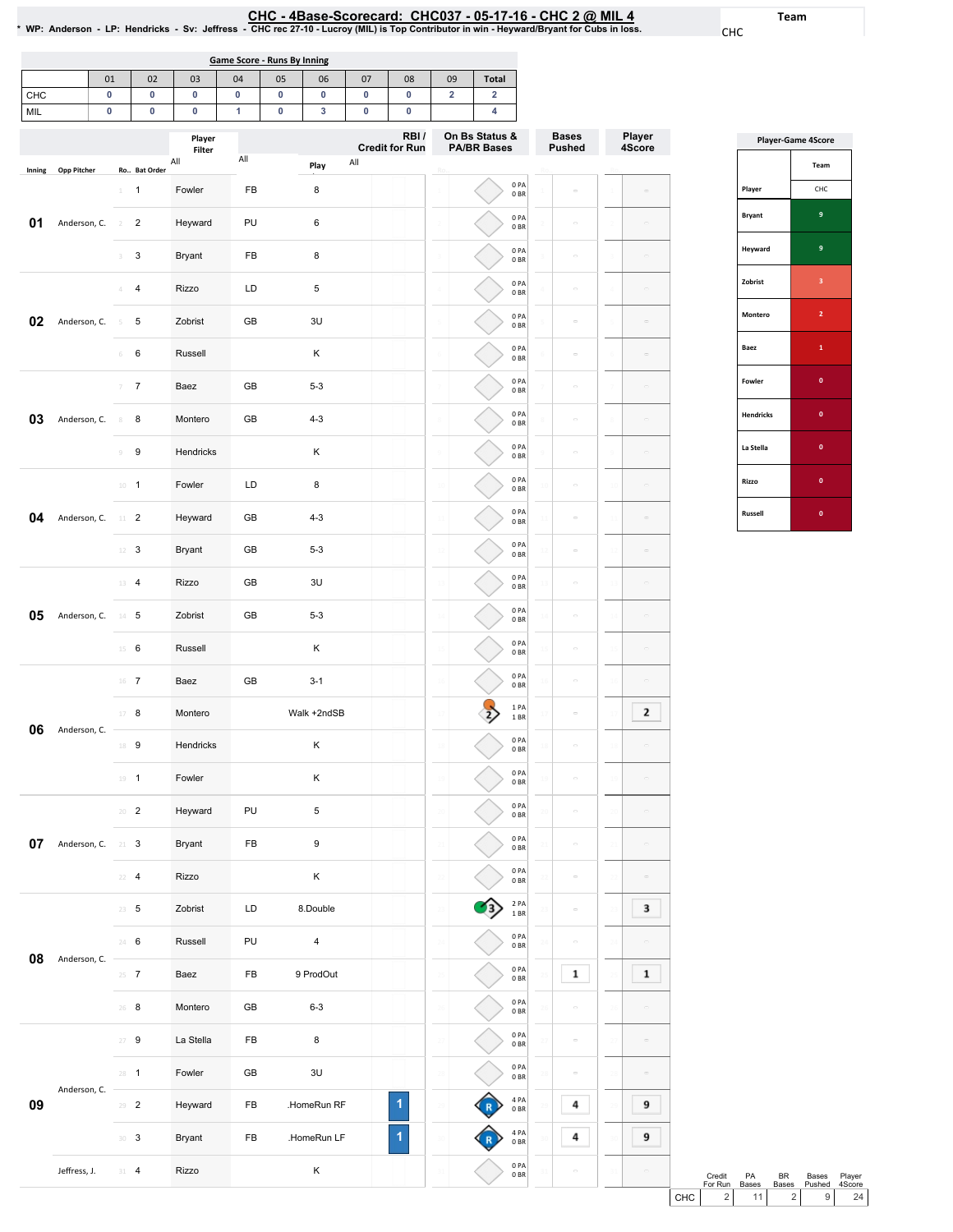# CHC - 4Base-Scorecard: CHC037 - 05-17-16 - CHC 2 @ MIL 4

* WP: Anderson - LP: Hendricks - Sv: Jeffress - CHC rec 27-10 - Lucroy (MIL) is Top Contributor in win - Heyward/Bryant for Cubs in loss.

Team: CHC

**Game Score - Runs By Inning**

| | 01 | 02 | 03 | 04 | 05 | 06 | 07 | 08 | 09 | Total |
|---|---|---|---|---|---|---|---|---|---|---|
| CHC | 0 | 0 | 0 | 0 | 0 | 0 | 0 | 0 | 2 | 2 |
| MIL | 0 | 0 | 0 | 1 | 0 | 3 | 0 | 0 | | 4 |

| Inning | Opp Pitcher | Ro.. | Bat Order | Player | | Play | RBI / Credit for Run | On Bs Status & PA/BR Bases | Bases Pushed | Player 4Score |
|---|---|---|---|---|---|---|---|---|---|---|
| 01 | Anderson, C. | 1 | 1 | Fowler | FB | 8 | | 0 PA 0 BR | | |
| | | 2 | 2 | Heyward | PU | 6 | | 0 PA 0 BR | | |
| | | 3 | 3 | Bryant | FB | 8 | | 0 PA 0 BR | | |
| 02 | Anderson, C. | 4 | 4 | Rizzo | LD | 5 | | 0 PA 0 BR | | |
| | | 5 | 5 | Zobrist | GB | 3U | | 0 PA 0 BR | | |
| | | 6 | 6 | Russell | | K | | 0 PA 0 BR | | |
| 03 | Anderson, C. | 7 | 7 | Baez | GB | 5-3 | | 0 PA 0 BR | | |
| | | 8 | 8 | Montero | GB | 4-3 | | 0 PA 0 BR | | |
| | | 9 | 9 | Hendricks | | K | | 0 PA 0 BR | | |
| 04 | Anderson, C. | 10 | 1 | Fowler | LD | 8 | | 0 PA 0 BR | | |
| | | 11 | 2 | Heyward | GB | 4-3 | | 0 PA 0 BR | | |
| | | 12 | 3 | Bryant | GB | 5-3 | | 0 PA 0 BR | | |
| 05 | Anderson, C. | 13 | 4 | Rizzo | GB | 3U | | 0 PA 0 BR | | |
| | | 14 | 5 | Zobrist | GB | 5-3 | | 0 PA 0 BR | | |
| | | 15 | 6 | Russell | | K | | 0 PA 0 BR | | |
| 06 | Anderson, C. | 16 | 7 | Baez | GB | 3-1 | | 0 PA 0 BR | | |
| | | 17 | 8 | Montero | | Walk +2ndSB | | 1 PA 1 BR | | 2 |
| | | 18 | 9 | Hendricks | | K | | 0 PA 0 BR | | |
| | | 19 | 1 | Fowler | | K | | 0 PA 0 BR | | |
| 07 | Anderson, C. | 20 | 2 | Heyward | PU | 5 | | 0 PA 0 BR | | |
| | | 21 | 3 | Bryant | FB | 9 | | 0 PA 0 BR | | |
| | | 22 | 4 | Rizzo | | K | | 0 PA 0 BR | | |
| 08 | Anderson, C. | 23 | 5 | Zobrist | LD | 8.Double | | 2 PA 1 BR | | 3 |
| | | 24 | 6 | Russell | PU | 4 | | 0 PA 0 BR | | |
| | | 25 | 7 | Baez | FB | 9 ProdOut | | 0 PA 0 BR | 1 | 1 |
| | | 26 | 8 | Montero | GB | 6-3 | | 0 PA 0 BR | | |
| 09 | Anderson, C. | 27 | 9 | La Stella | FB | 8 | | 0 PA 0 BR | | |
| | | 28 | 1 | Fowler | GB | 3U | | 0 PA 0 BR | | |
| | | 29 | 2 | Heyward | FB | .HomeRun RF | 1 | 4 PA 0 BR | 4 | 9 |
| | | 30 | 3 | Bryant | FB | .HomeRun LF | 1 | 4 PA 0 BR | 4 | 9 |
| | Jeffress, J. | 31 | 4 | Rizzo | | K | | 0 PA 0 BR | | |

**Player-Game 4Score**

| Player | CHC |
|---|---|
| Bryant | 9 |
| Heyward | 9 |
| Zobrist | 3 |
| Montero | 2 |
| Baez | 1 |
| Fowler | 0 |
| Hendricks | 0 |
| La Stella | 0 |
| Rizzo | 0 |
| Russell | 0 |

| | Credit For Run | PA Bases | BR Bases | Bases Pushed | Player 4Score |
|---|---|---|---|---|---|
| CHC | 2 | 11 | 2 | 9 | 24 |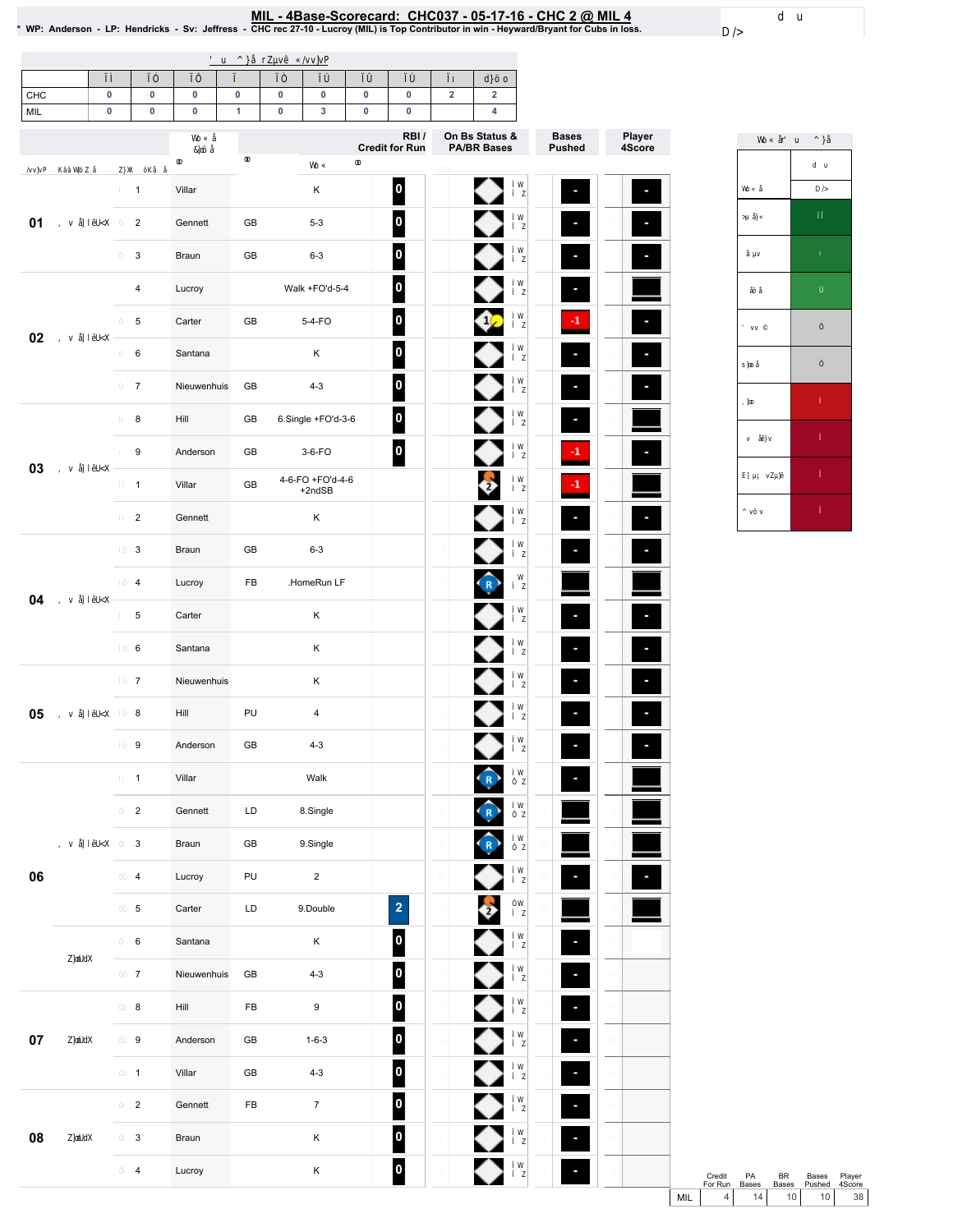# MIL - 4Base-Scorecard: CHC037 - 05-17-16 - CHC 2 @ MIL 4

* WP: Anderson - LP: Hendricks - Sv: Jeffress - CHC rec 27-10 - Lucroy (MIL) is Top Contributor in win - Heyward/Bryant for Cubs in loss.

| | | | | | | | | | | |
|---|---|---|---|---|---|---|---|---|---|---|
| CHC | 0 | 0 | 0 | 0 | 0 | 0 | 0 | 0 | 2 | 2 |
| MIL | 0 | 0 | 0 | 1 | 0 | 3 | 0 | 0 | | 4 |

| Inning | # | Player | | Play | RBI / Credit for Run | On Bs Status & PA/BR Bases | Bases Pushed | Player 4Score |
|---|---|---|---|---|---|---|---|---|
| 01 | 1 | Villar | | K | 0 | | - | - |
| | 2 | Gennett | GB | 5-3 | 0 | | - | - |
| | 3 | Braun | GB | 6-3 | 0 | | - | - |
| 02 | 4 | Lucroy | | Walk +FO'd-5-4 | 0 | | - | |
| | 5 | Carter | GB | 5-4-FO | 0 | 1 | -1 | - |
| | 6 | Santana | | K | 0 | | - | - |
| | 7 | Nieuwenhuis | GB | 4-3 | 0 | | - | - |
| 03 | 8 | Hill | GB | 6.Single +FO'd-3-6 | 0 | | - | |
| | 9 | Anderson | GB | 3-6-FO | 0 | | -1 | - |
| | 1 | Villar | GB | 4-6-FO +FO'd-4-6 +2ndSB | | 2 | -1 | |
| | 2 | Gennett | | K | | | - | - |
| 04 | 3 | Braun | GB | 6-3 | | | - | - |
| | 4 | Lucroy | FB | .HomeRun LF | | R | | |
| | 5 | Carter | | K | | | - | - |
| | 6 | Santana | | K | | | - | - |
| 05 | 7 | Nieuwenhuis | | K | | | - | - |
| | 8 | Hill | PU | 4 | | | - | - |
| | 9 | Anderson | GB | 4-3 | | | - | - |
| 06 | 1 | Villar | | Walk | | R | - | |
| | 2 | Gennett | LD | 8.Single | | R | | |
| | 3 | Braun | GB | 9.Single | | R | | |
| | 4 | Lucroy | PU | 2 | | | - | - |
| | 5 | Carter | LD | 9.Double | 2 | 2 | | |
| | 6 | Santana | | K | 0 | | - | |
| | 7 | Nieuwenhuis | GB | 4-3 | 0 | | - | |
| 07 | 8 | Hill | FB | 9 | 0 | | - | |
| | 9 | Anderson | GB | 1-6-3 | 0 | | - | |
| | 1 | Villar | GB | 4-3 | 0 | | - | |
| 08 | 2 | Gennett | FB | 7 | 0 | | - | |
| | 3 | Braun | | K | 0 | | - | |
| | 4 | Lucroy | | K | 0 | | - | |

| | Credit For Run | PA Bases | BR Bases | Bases Pushed | Player 4Score |
|---|---|---|---|---|---|
| MIL | 4 | 14 | 10 | 10 | 38 |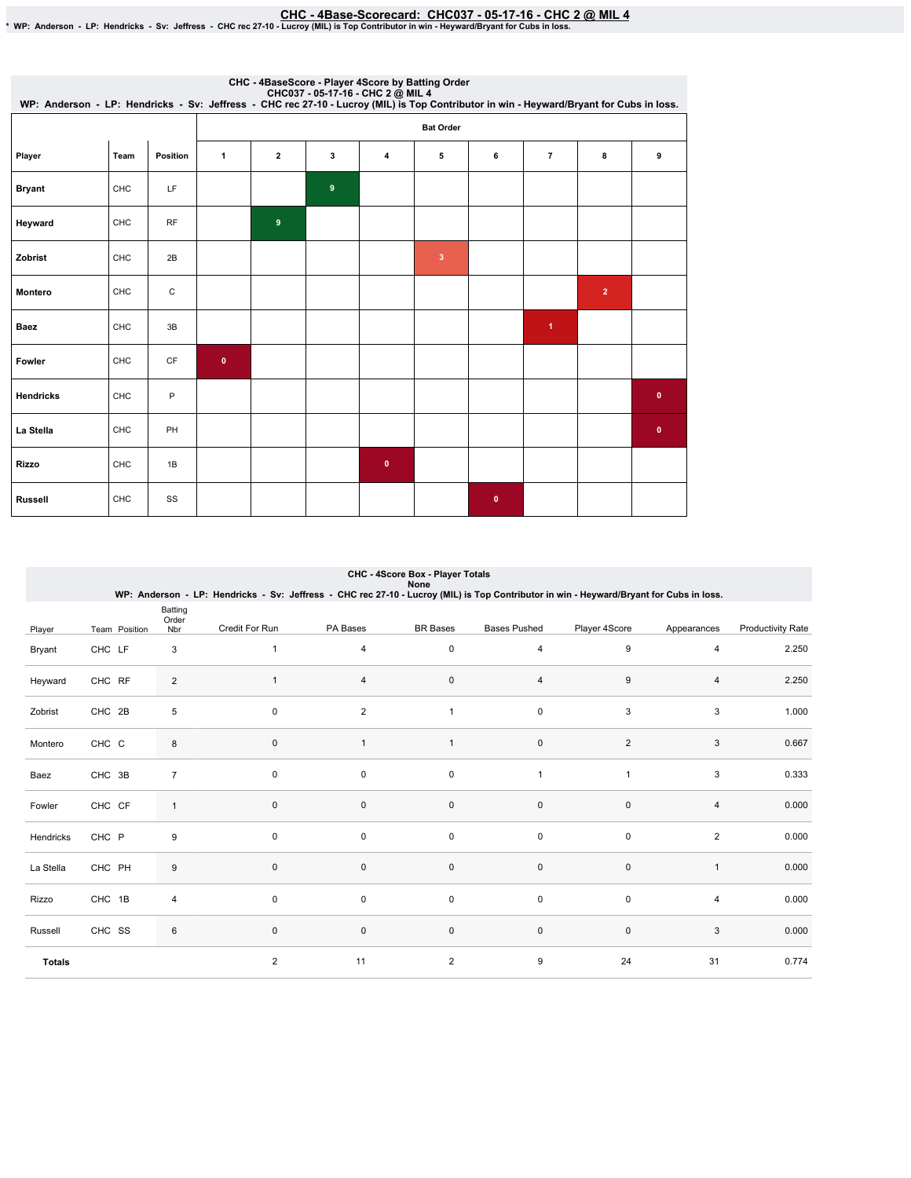# CHC - 4Base-Scorecard: CHC037 - 05-17-16 - CHC 2 @ MIL 4

* WP: Anderson - LP: Hendricks - Sv: Jeffress - CHC rec 27-10 - Lucroy (MIL) is Top Contributor in win - Heyward/Bryant for Cubs in loss.

## CHC - 4BaseScore - Player 4Score by Batting Order

CHC037 - 05-17-16 - CHC 2 @ MIL 4

WP: Anderson - LP: Hendricks - Sv: Jeffress - CHC rec 27-10 - Lucroy (MIL) is Top Contributor in win - Heyward/Bryant for Cubs in loss.

| Player | Team | Position | Bat Order 1 | 2 | 3 | 4 | 5 | 6 | 7 | 8 | 9 |
|---|---|---|---|---|---|---|---|---|---|---|---|
| Bryant | CHC | LF | | | 9 | | | | | | |
| Heyward | CHC | RF | | 9 | | | | | | | |
| Zobrist | CHC | 2B | | | | | 3 | | | | |
| Montero | CHC | C | | | | | | | | 2 | |
| Baez | CHC | 3B | | | | | | | 1 | | |
| Fowler | CHC | CF | 0 | | | | | | | | |
| Hendricks | CHC | P | | | | | | | | | 0 |
| La Stella | CHC | PH | | | | | | | | | 0 |
| Rizzo | CHC | 1B | | | | 0 | | | | | |
| Russell | CHC | SS | | | | | | 0 | | | |

## CHC - 4Score Box - Player Totals

None

WP: Anderson - LP: Hendricks - Sv: Jeffress - CHC rec 27-10 - Lucroy (MIL) is Top Contributor in win - Heyward/Bryant for Cubs in loss.

| Player | Team | Position | Batting Order Nbr | Credit For Run | PA Bases | BR Bases | Bases Pushed | Player 4Score | Appearances | Productivity Rate |
|---|---|---|---|---|---|---|---|---|---|---|
| Bryant | CHC | LF | 3 | 1 | 4 | 0 | 4 | 9 | 4 | 2.250 |
| Heyward | CHC | RF | 2 | 1 | 4 | 0 | 4 | 9 | 4 | 2.250 |
| Zobrist | CHC | 2B | 5 | 0 | 2 | 1 | 0 | 3 | 3 | 1.000 |
| Montero | CHC | C | 8 | 0 | 1 | 1 | 0 | 2 | 3 | 0.667 |
| Baez | CHC | 3B | 7 | 0 | 0 | 0 | 1 | 1 | 3 | 0.333 |
| Fowler | CHC | CF | 1 | 0 | 0 | 0 | 0 | 0 | 4 | 0.000 |
| Hendricks | CHC | P | 9 | 0 | 0 | 0 | 0 | 0 | 2 | 0.000 |
| La Stella | CHC | PH | 9 | 0 | 0 | 0 | 0 | 0 | 1 | 0.000 |
| Rizzo | CHC | 1B | 4 | 0 | 0 | 0 | 0 | 0 | 4 | 0.000 |
| Russell | CHC | SS | 6 | 0 | 0 | 0 | 0 | 0 | 3 | 0.000 |
| **Totals** | | | | 2 | 11 | 2 | 9 | 24 | 31 | 0.774 |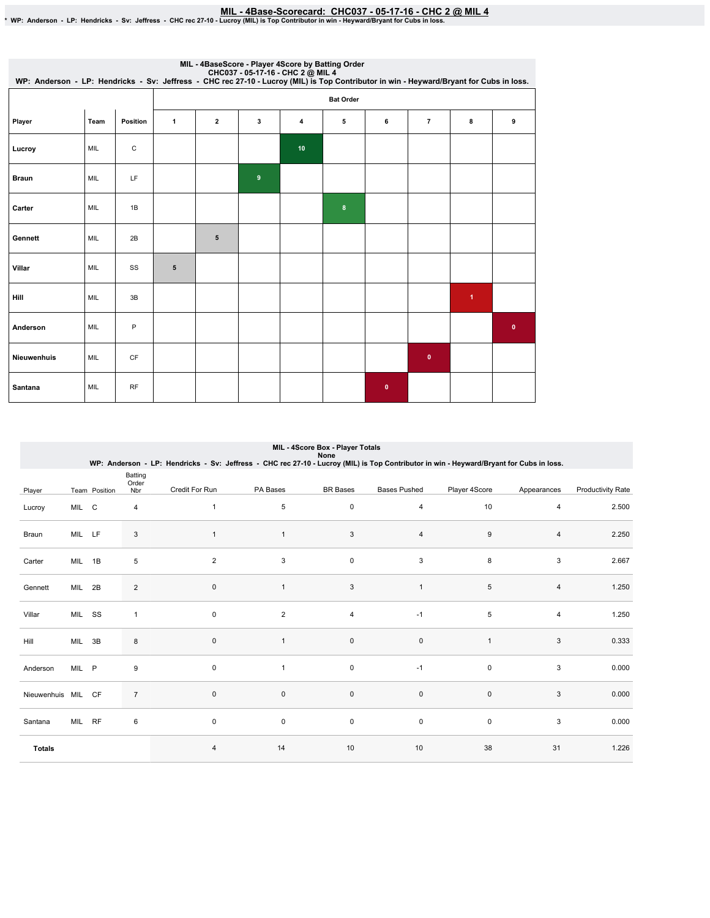# MIL - 4Base-Scorecard: CHC037 - 05-17-16 - CHC 2 @ MIL 4

* WP: Anderson - LP: Hendricks - Sv: Jeffress - CHC rec 27-10 - Lucroy (MIL) is Top Contributor in win - Heyward/Bryant for Cubs in loss.

## MIL - 4BaseScore - Player 4Score by Batting Order

CHC037 - 05-17-16 - CHC 2 @ MIL 4

WP: Anderson - LP: Hendricks - Sv: Jeffress - CHC rec 27-10 - Lucroy (MIL) is Top Contributor in win - Heyward/Bryant for Cubs in loss.

| | | | Bat Order | | | | | | | | |
|---|---|---|---|---|---|---|---|---|---|---|---|
| Player | Team | Position | 1 | 2 | 3 | 4 | 5 | 6 | 7 | 8 | 9 |
| Lucroy | MIL | C | | | | 10 | | | | | |
| Braun | MIL | LF | | | 9 | | | | | | |
| Carter | MIL | 1B | | | | | 8 | | | | |
| Gennett | MIL | 2B | | 5 | | | | | | | |
| Villar | MIL | SS | 5 | | | | | | | | |
| Hill | MIL | 3B | | | | | | | | 1 | |
| Anderson | MIL | P | | | | | | | | | 0 |
| Nieuwenhuis | MIL | CF | | | | | | | 0 | | |
| Santana | MIL | RF | | | | | | 0 | | | |

## MIL - 4Score Box - Player Totals

None

WP: Anderson - LP: Hendricks - Sv: Jeffress - CHC rec 27-10 - Lucroy (MIL) is Top Contributor in win - Heyward/Bryant for Cubs in loss.

| Player | Team | Position | Batting Order Nbr | Credit For Run | PA Bases | BR Bases | Bases Pushed | Player 4Score | Appearances | Productivity Rate |
|---|---|---|---|---|---|---|---|---|---|---|
| Lucroy | MIL | C | 4 | 1 | 5 | 0 | 4 | 10 | 4 | 2.500 |
| Braun | MIL | LF | 3 | 1 | 1 | 3 | 4 | 9 | 4 | 2.250 |
| Carter | MIL | 1B | 5 | 2 | 3 | 0 | 3 | 8 | 3 | 2.667 |
| Gennett | MIL | 2B | 2 | 0 | 1 | 3 | 1 | 5 | 4 | 1.250 |
| Villar | MIL | SS | 1 | 0 | 2 | 4 | -1 | 5 | 4 | 1.250 |
| Hill | MIL | 3B | 8 | 0 | 1 | 0 | 0 | 1 | 3 | 0.333 |
| Anderson | MIL | P | 9 | 0 | 1 | 0 | -1 | 0 | 3 | 0.000 |
| Nieuwenhuis | MIL | CF | 7 | 0 | 0 | 0 | 0 | 0 | 3 | 0.000 |
| Santana | MIL | RF | 6 | 0 | 0 | 0 | 0 | 0 | 3 | 0.000 |
| **Totals** | | | | 4 | 14 | 10 | 10 | 38 | 31 | 1.226 |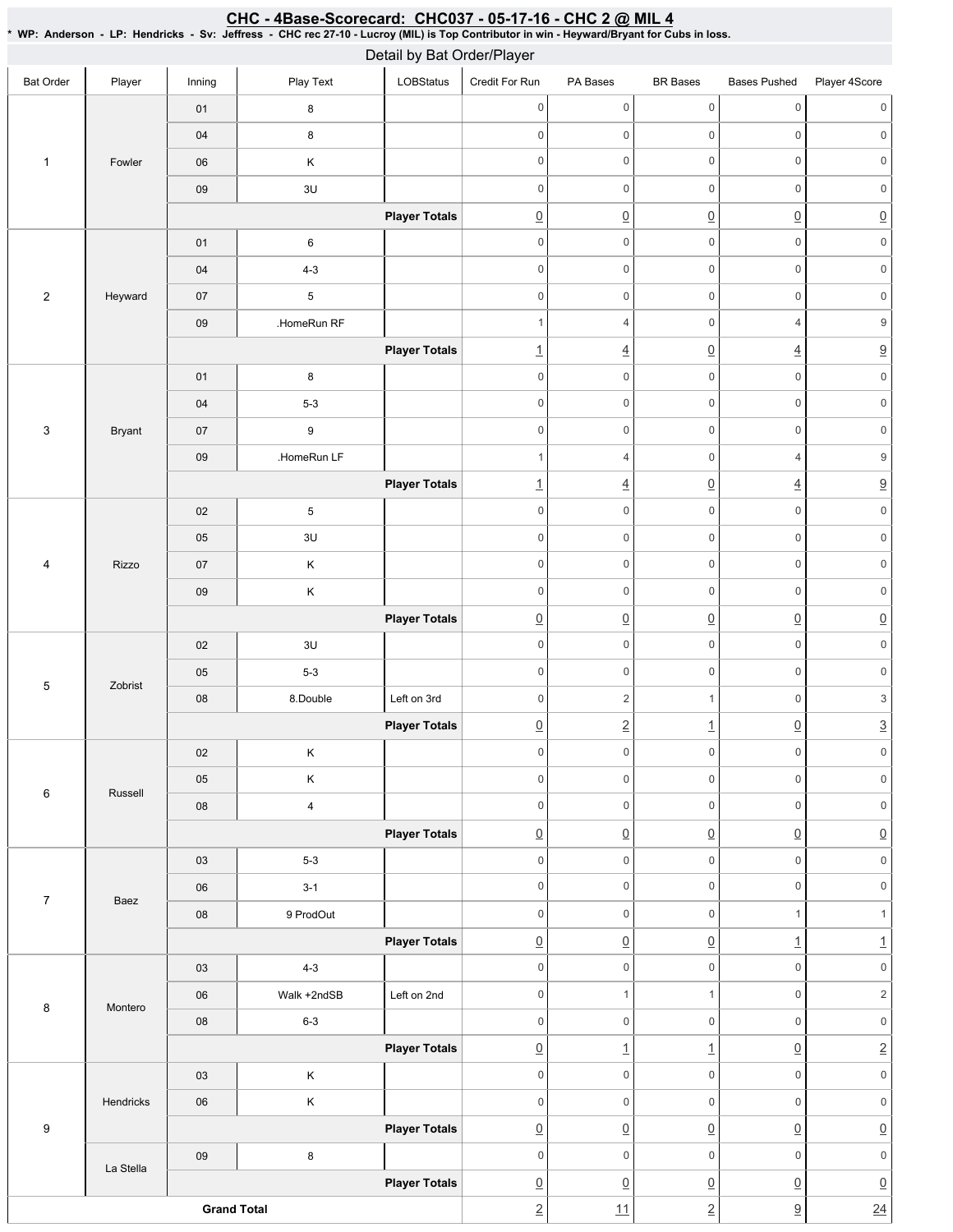# CHC - 4Base-Scorecard: CHC037 - 05-17-16 - CHC 2 @ MIL 4

**\* WP: Anderson - LP: Hendricks - Sv: Jeffress - CHC rec 27-10 - Lucroy (MIL) is Top Contributor in win - Heyward/Bryant for Cubs in loss.**

## Detail by Bat Order/Player

| Bat Order | Player | Inning | Play Text | LOBStatus | Credit For Run | PA Bases | BR Bases | Bases Pushed | Player 4Score |
|---|---|---|---|---|---|---|---|---|---|
| 1 | Fowler | 01 | 8 | | 0 | 0 | 0 | 0 | 0 |
| | | 04 | 8 | | 0 | 0 | 0 | 0 | 0 |
| | | 06 | K | | 0 | 0 | 0 | 0 | 0 |
| | | 09 | 3U | | 0 | 0 | 0 | 0 | 0 |
| | | | | **Player Totals** | 0 | 0 | 0 | 0 | 0 |
| 2 | Heyward | 01 | 6 | | 0 | 0 | 0 | 0 | 0 |
| | | 04 | 4-3 | | 0 | 0 | 0 | 0 | 0 |
| | | 07 | 5 | | 0 | 0 | 0 | 0 | 0 |
| | | 09 | .HomeRun RF | | 1 | 4 | 0 | 4 | 9 |
| | | | | **Player Totals** | 1 | 4 | 0 | 4 | 9 |
| 3 | Bryant | 01 | 8 | | 0 | 0 | 0 | 0 | 0 |
| | | 04 | 5-3 | | 0 | 0 | 0 | 0 | 0 |
| | | 07 | 9 | | 0 | 0 | 0 | 0 | 0 |
| | | 09 | .HomeRun LF | | 1 | 4 | 0 | 4 | 9 |
| | | | | **Player Totals** | 1 | 4 | 0 | 4 | 9 |
| 4 | Rizzo | 02 | 5 | | 0 | 0 | 0 | 0 | 0 |
| | | 05 | 3U | | 0 | 0 | 0 | 0 | 0 |
| | | 07 | K | | 0 | 0 | 0 | 0 | 0 |
| | | 09 | K | | 0 | 0 | 0 | 0 | 0 |
| | | | | **Player Totals** | 0 | 0 | 0 | 0 | 0 |
| 5 | Zobrist | 02 | 3U | | 0 | 0 | 0 | 0 | 0 |
| | | 05 | 5-3 | | 0 | 0 | 0 | 0 | 0 |
| | | 08 | 8.Double | Left on 3rd | 0 | 2 | 1 | 0 | 3 |
| | | | | **Player Totals** | 0 | 2 | 1 | 0 | 3 |
| 6 | Russell | 02 | K | | 0 | 0 | 0 | 0 | 0 |
| | | 05 | K | | 0 | 0 | 0 | 0 | 0 |
| | | 08 | 4 | | 0 | 0 | 0 | 0 | 0 |
| | | | | **Player Totals** | 0 | 0 | 0 | 0 | 0 |
| 7 | Baez | 03 | 5-3 | | 0 | 0 | 0 | 0 | 0 |
| | | 06 | 3-1 | | 0 | 0 | 0 | 0 | 0 |
| | | 08 | 9 ProdOut | | 0 | 0 | 0 | 1 | 1 |
| | | | | **Player Totals** | 0 | 0 | 0 | 1 | 1 |
| 8 | Montero | 03 | 4-3 | | 0 | 0 | 0 | 0 | 0 |
| | | 06 | Walk +2ndSB | Left on 2nd | 0 | 1 | 1 | 0 | 2 |
| | | 08 | 6-3 | | 0 | 0 | 0 | 0 | 0 |
| | | | | **Player Totals** | 0 | 1 | 1 | 0 | 2 |
| 9 | Hendricks | 03 | K | | 0 | 0 | 0 | 0 | 0 |
| | | 06 | K | | 0 | 0 | 0 | 0 | 0 |
| | | | | **Player Totals** | 0 | 0 | 0 | 0 | 0 |
| | La Stella | 09 | 8 | | 0 | 0 | 0 | 0 | 0 |
| | | | | **Player Totals** | 0 | 0 | 0 | 0 | 0 |
| **Grand Total** | | | | | 2 | 11 | 2 | 9 | 24 |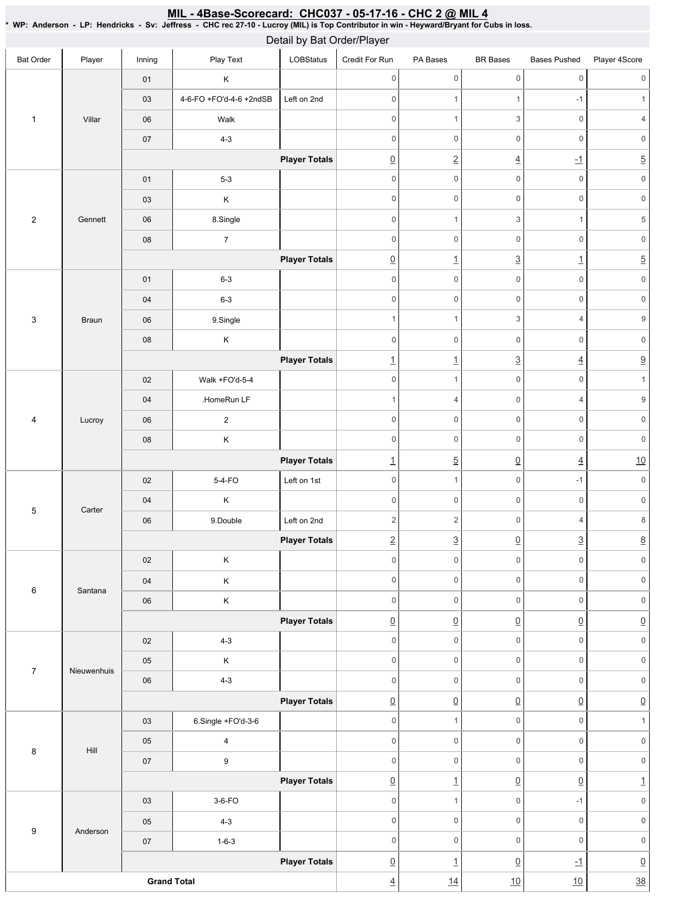## MIL - 4Base-Scorecard: CHC037 - 05-17-16 - CHC 2 @ MIL 4

* WP: Anderson - LP: Hendricks - Sv: Jeffress - CHC rec 27-10 - Lucroy (MIL) is Top Contributor in win - Heyward/Bryant for Cubs in loss.

### Detail by Bat Order/Player

| Bat Order | Player | Inning | Play Text | LOBStatus | Credit For Run | PA Bases | BR Bases | Bases Pushed | Player 4Score |
|---|---|---|---|---|---|---|---|---|---|
| 1 | Villar | 01 | K | | 0 | 0 | 0 | 0 | 0 |
| | | 03 | 4-6-FO +FO'd-4-6 +2ndSB | Left on 2nd | 0 | 1 | 1 | -1 | 1 |
| | | 06 | Walk | | 0 | 1 | 3 | 0 | 4 |
| | | 07 | 4-3 | | 0 | 0 | 0 | 0 | 0 |
| | | | | Player Totals | 0 | 2 | 4 | -1 | 5 |
| 2 | Gennett | 01 | 5-3 | | 0 | 0 | 0 | 0 | 0 |
| | | 03 | K | | 0 | 0 | 0 | 0 | 0 |
| | | 06 | 8.Single | | 0 | 1 | 3 | 1 | 5 |
| | | 08 | 7 | | 0 | 0 | 0 | 0 | 0 |
| | | | | Player Totals | 0 | 1 | 3 | 1 | 5 |
| 3 | Braun | 01 | 6-3 | | 0 | 0 | 0 | 0 | 0 |
| | | 04 | 6-3 | | 0 | 0 | 0 | 0 | 0 |
| | | 06 | 9.Single | | 1 | 1 | 3 | 4 | 9 |
| | | 08 | K | | 0 | 0 | 0 | 0 | 0 |
| | | | | Player Totals | 1 | 1 | 3 | 4 | 9 |
| 4 | Lucroy | 02 | Walk +FO'd-5-4 | | 0 | 1 | 0 | 0 | 1 |
| | | 04 | .HomeRun LF | | 1 | 4 | 0 | 4 | 9 |
| | | 06 | 2 | | 0 | 0 | 0 | 0 | 0 |
| | | 08 | K | | 0 | 0 | 0 | 0 | 0 |
| | | | | Player Totals | 1 | 5 | 0 | 4 | 10 |
| 5 | Carter | 02 | 5-4-FO | Left on 1st | 0 | 1 | 0 | -1 | 0 |
| | | 04 | K | | 0 | 0 | 0 | 0 | 0 |
| | | 06 | 9.Double | Left on 2nd | 2 | 2 | 0 | 4 | 8 |
| | | | | Player Totals | 2 | 3 | 0 | 3 | 8 |
| 6 | Santana | 02 | K | | 0 | 0 | 0 | 0 | 0 |
| | | 04 | K | | 0 | 0 | 0 | 0 | 0 |
| | | 06 | K | | 0 | 0 | 0 | 0 | 0 |
| | | | | Player Totals | 0 | 0 | 0 | 0 | 0 |
| 7 | Nieuwenhuis | 02 | 4-3 | | 0 | 0 | 0 | 0 | 0 |
| | | 05 | K | | 0 | 0 | 0 | 0 | 0 |
| | | 06 | 4-3 | | 0 | 0 | 0 | 0 | 0 |
| | | | | Player Totals | 0 | 0 | 0 | 0 | 0 |
| 8 | Hill | 03 | 6.Single +FO'd-3-6 | | 0 | 1 | 0 | 0 | 1 |
| | | 05 | 4 | | 0 | 0 | 0 | 0 | 0 |
| | | 07 | 9 | | 0 | 0 | 0 | 0 | 0 |
| | | | | Player Totals | 0 | 1 | 0 | 0 | 1 |
| 9 | Anderson | 03 | 3-6-FO | | 0 | 1 | 0 | -1 | 0 |
| | | 05 | 4-3 | | 0 | 0 | 0 | 0 | 0 |
| | | 07 | 1-6-3 | | 0 | 0 | 0 | 0 | 0 |
| | | | | Player Totals | 0 | 1 | 0 | -1 | 0 |
| Grand Total | | | | | 4 | 14 | 10 | 10 | 38 |